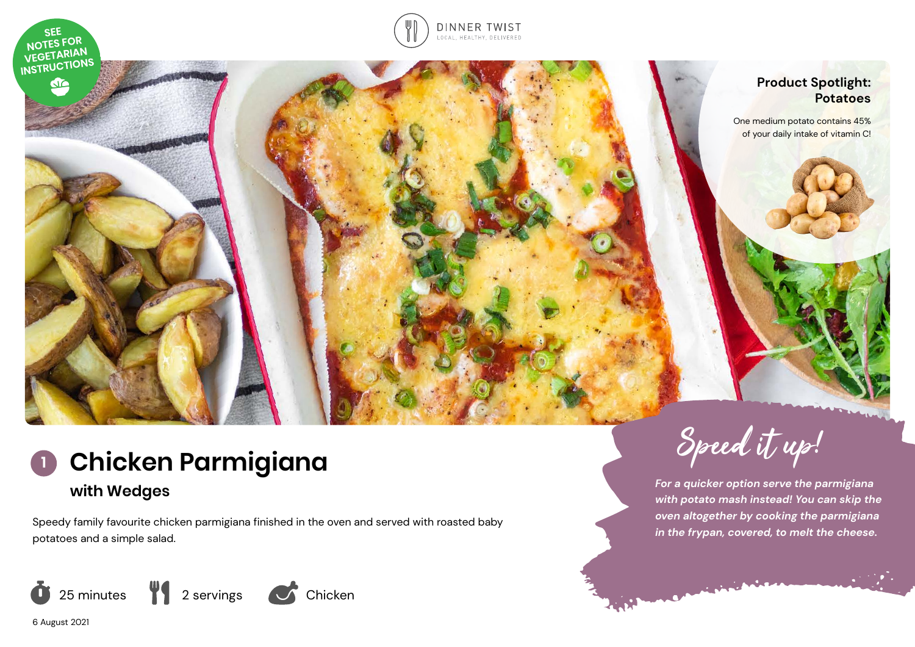SEE NOTES FOR VEGETARIAN INSTRUCTIONS

DINNER TWIST
LOCAL, HEALTHY, DELIVERED

**Product Spotlight: Potatoes**

One medium potato contains 45% of your daily intake of vitamin C!

# 1 Chicken Parmigiana

## with Wedges

Speedy family favourite chicken parmigiana finished in the oven and served with roasted baby potatoes and a simple salad.

25 minutes | 2 servings | Chicken

6 August 2021

**Speed it up!**

*For a quicker option serve the parmigiana with potato mash instead! You can skip the oven altogether by cooking the parmigiana in the frypan, covered, to melt the cheese.*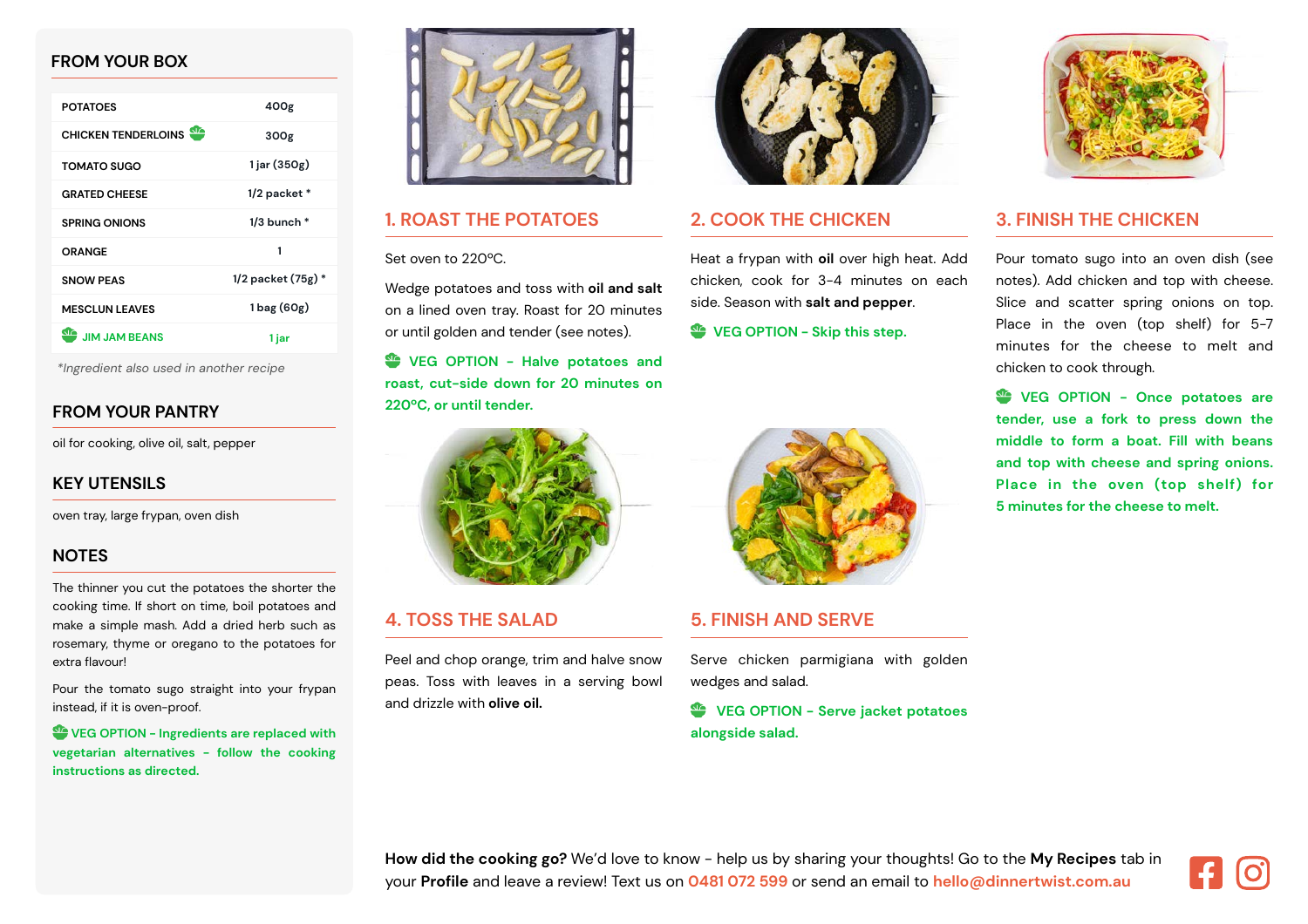## FROM YOUR BOX

| | |
|---|---|
| POTATOES | 400g |
| CHICKEN TENDERLOINS | 300g |
| TOMATO SUGO | 1 jar (350g) |
| GRATED CHEESE | 1/2 packet * |
| SPRING ONIONS | 1/3 bunch * |
| ORANGE | 1 |
| SNOW PEAS | 1/2 packet (75g) * |
| MESCLUN LEAVES | 1 bag (60g) |
| JIM JAM BEANS | 1 jar |

*\*Ingredient also used in another recipe*

## FROM YOUR PANTRY

oil for cooking, olive oil, salt, pepper

## KEY UTENSILS

oven tray, large frypan, oven dish

## NOTES

The thinner you cut the potatoes the shorter the cooking time. If short on time, boil potatoes and make a simple mash. Add a dried herb such as rosemary, thyme or oregano to the potatoes for extra flavour!

Pour the tomato sugo straight into your frypan instead, if it is oven-proof.

**VEG OPTION - Ingredients are replaced with vegetarian alternatives - follow the cooking instructions as directed.**

## 1. ROAST THE POTATOES

Set oven to 220°C.

Wedge potatoes and toss with **oil and salt** on a lined oven tray. Roast for 20 minutes or until golden and tender (see notes).

**VEG OPTION - Halve potatoes and roast, cut-side down for 20 minutes on 220°C, or until tender.**

## 2. COOK THE CHICKEN

Heat a frypan with **oil** over high heat. Add chicken, cook for 3-4 minutes on each side. Season with **salt and pepper**.

**VEG OPTION - Skip this step.**

## 3. FINISH THE CHICKEN

Pour tomato sugo into an oven dish (see notes). Add chicken and top with cheese. Slice and scatter spring onions on top. Place in the oven (top shelf) for 5-7 minutes for the cheese to melt and chicken to cook through.

**VEG OPTION - Once potatoes are tender, use a fork to press down the middle to form a boat. Fill with beans and top with cheese and spring onions. Place in the oven (top shelf) for 5 minutes for the cheese to melt.**

## 4. TOSS THE SALAD

Peel and chop orange, trim and halve snow peas. Toss with leaves in a serving bowl and drizzle with **olive oil.**

## 5. FINISH AND SERVE

Serve chicken parmigiana with golden wedges and salad.

**VEG OPTION - Serve jacket potatoes alongside salad.**

**How did the cooking go?** We'd love to know - help us by sharing your thoughts! Go to the **My Recipes** tab in your **Profile** and leave a review! Text us on 0481 072 599 or send an email to hello@dinnertwist.com.au